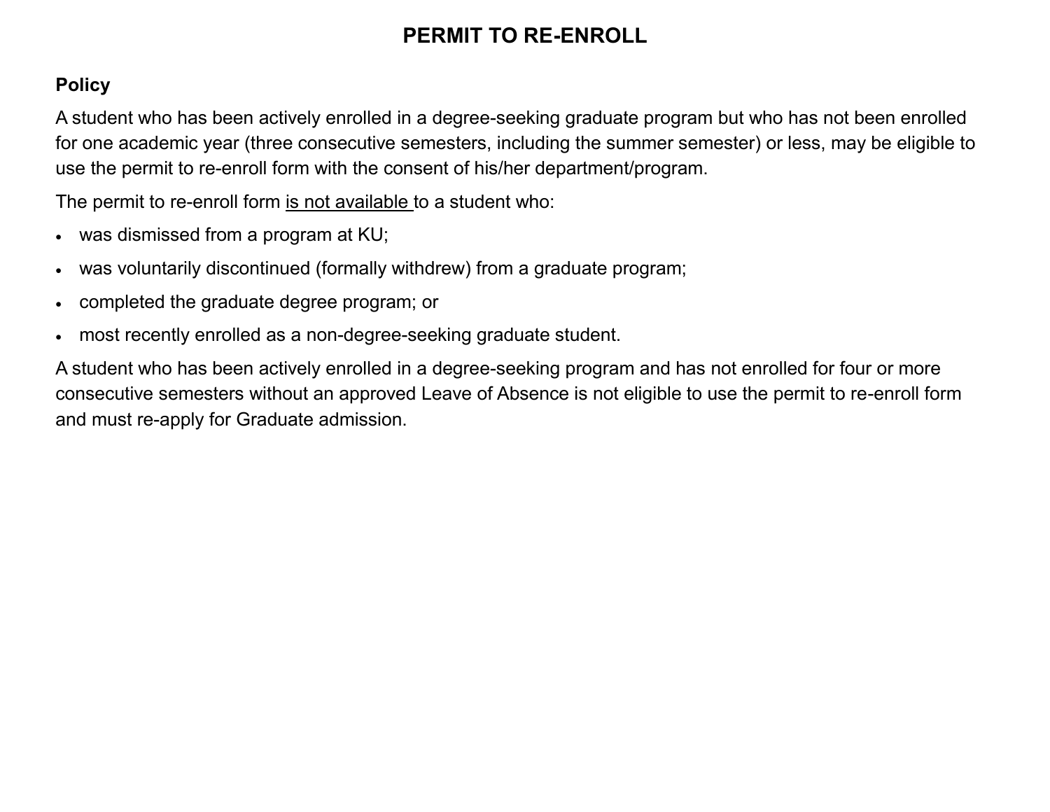# PERMIT TO RE-ENROLL

## Policy

A student who has been actively enrolled in a degree-seeking graduate program but who has not been enrolled for one academic year (three consecutive semesters, including the summer semester) or less, may be eligible to use the permit to re-enroll form with the consent of his/her department/program.

The permit to re-enroll form <u>is not available</u> to a student who:

- was dismissed from a program at KU;
- was voluntarily discontinued (formally withdrew) from a graduate program;
- completed the graduate degree program; or
- most recently enrolled as a non-degree-seeking graduate student.

A student who has been actively enrolled in a degree-seeking program and has not enrolled for four or more consecutive semesters without an approved Leave of Absence is not eligible to use the permit to re-enroll form and must re-apply for Graduate admission.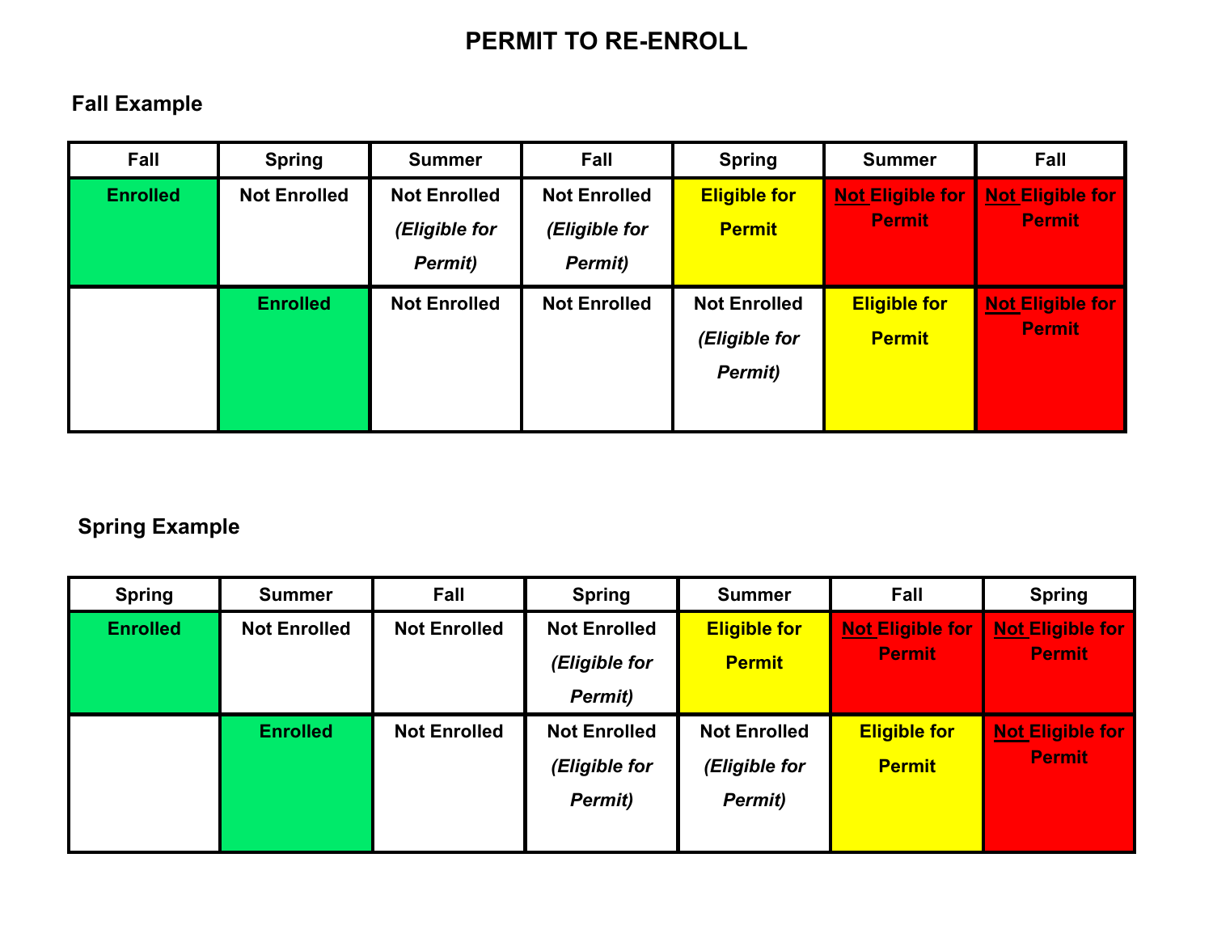# PERMIT TO RE-ENROLL

## Fall Example

| Fall | Spring | Summer | Fall | Spring | Summer | Fall |
|---|---|---|---|---|---|---|
| Enrolled | Not Enrolled | Not Enrolled *(Eligible for Permit)* | Not Enrolled *(Eligible for Permit)* | Eligible for Permit | Not Eligible for Permit | Not Eligible for Permit |
| | Enrolled | Not Enrolled | Not Enrolled | Not Enrolled *(Eligible for Permit)* | Eligible for Permit | Not Eligible for Permit |

## Spring Example

| Spring | Summer | Fall | Spring | Summer | Fall | Spring |
|---|---|---|---|---|---|---|
| Enrolled | Not Enrolled | Not Enrolled | Not Enrolled *(Eligible for Permit)* | Eligible for Permit | Not Eligible for Permit | Not Eligible for Permit |
| | Enrolled | Not Enrolled | Not Enrolled *(Eligible for Permit)* | Not Enrolled *(Eligible for Permit)* | Eligible for Permit | Not Eligible for Permit |